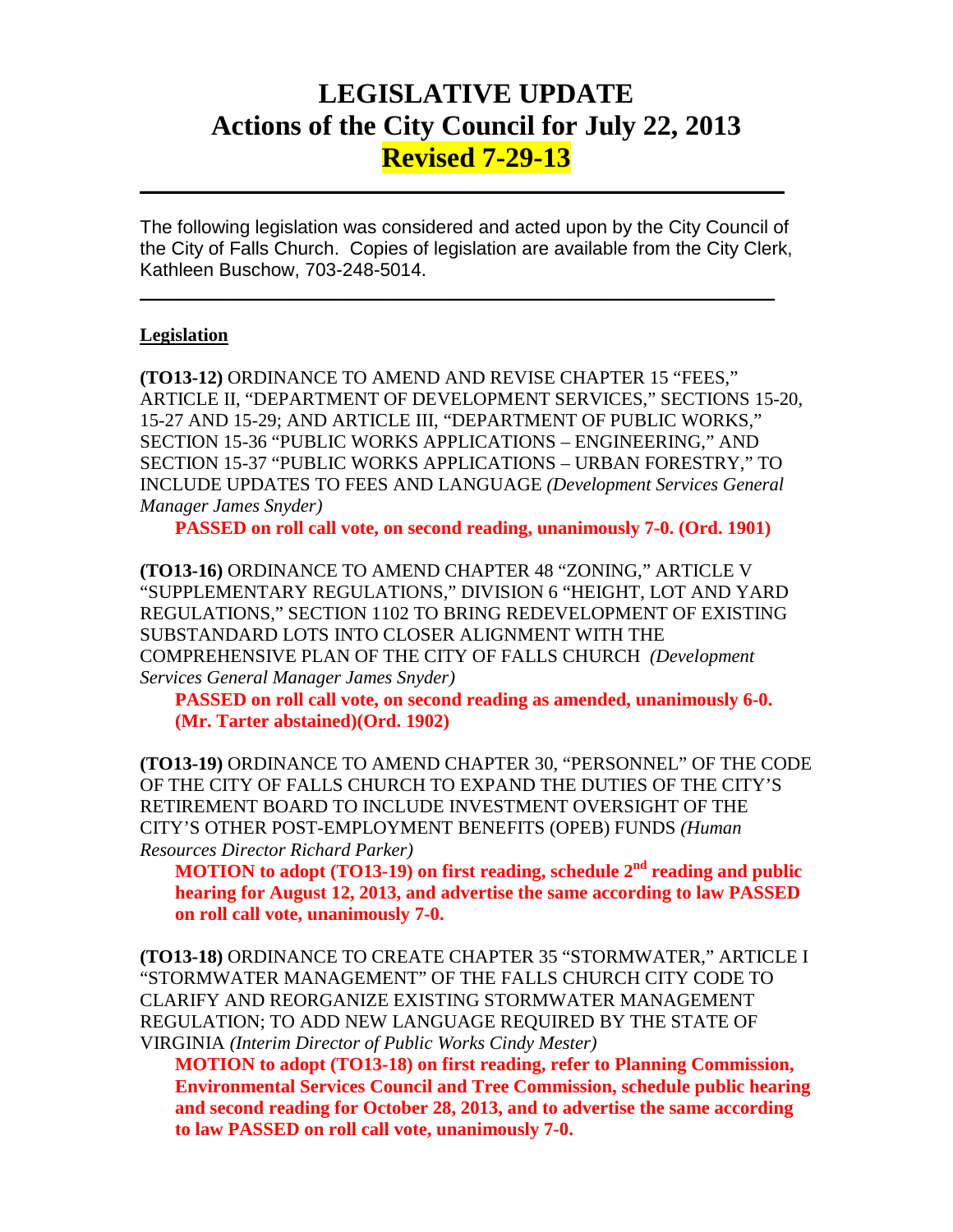# LEGISLATIVE UPDATE
# Actions of the City Council for July 22, 2013
# Revised 7-29-13

---

The following legislation was considered and acted upon by the City Council of the City of Falls Church. Copies of legislation are available from the City Clerk, Kathleen Buschow, 703-248-5014.

---

**Legislation**

**(TO13-12)** ORDINANCE TO AMEND AND REVISE CHAPTER 15 "FEES," ARTICLE II, "DEPARTMENT OF DEVELOPMENT SERVICES," SECTIONS 15-20, 15-27 AND 15-29; AND ARTICLE III, "DEPARTMENT OF PUBLIC WORKS," SECTION 15-36 "PUBLIC WORKS APPLICATIONS – ENGINEERING," AND SECTION 15-37 "PUBLIC WORKS APPLICATIONS – URBAN FORESTRY," TO INCLUDE UPDATES TO FEES AND LANGUAGE *(Development Services General Manager James Snyder)*

**PASSED on roll call vote, on second reading, unanimously 7-0. (Ord. 1901)**

**(TO13-16)** ORDINANCE TO AMEND CHAPTER 48 "ZONING," ARTICLE V "SUPPLEMENTARY REGULATIONS," DIVISION 6 "HEIGHT, LOT AND YARD REGULATIONS," SECTION 1102 TO BRING REDEVELOPMENT OF EXISTING SUBSTANDARD LOTS INTO CLOSER ALIGNMENT WITH THE COMPREHENSIVE PLAN OF THE CITY OF FALLS CHURCH *(Development Services General Manager James Snyder)*

**PASSED on roll call vote, on second reading as amended, unanimously 6-0. (Mr. Tarter abstained)(Ord. 1902)**

**(TO13-19)** ORDINANCE TO AMEND CHAPTER 30, "PERSONNEL" OF THE CODE OF THE CITY OF FALLS CHURCH TO EXPAND THE DUTIES OF THE CITY'S RETIREMENT BOARD TO INCLUDE INVESTMENT OVERSIGHT OF THE CITY'S OTHER POST-EMPLOYMENT BENEFITS (OPEB) FUNDS *(Human Resources Director Richard Parker)*

**MOTION to adopt (TO13-19) on first reading, schedule 2nd reading and public hearing for August 12, 2013, and advertise the same according to law PASSED on roll call vote, unanimously 7-0.**

**(TO13-18)** ORDINANCE TO CREATE CHAPTER 35 "STORMWATER," ARTICLE I "STORMWATER MANAGEMENT" OF THE FALLS CHURCH CITY CODE TO CLARIFY AND REORGANIZE EXISTING STORMWATER MANAGEMENT REGULATION; TO ADD NEW LANGUAGE REQUIRED BY THE STATE OF VIRGINIA *(Interim Director of Public Works Cindy Mester)*

**MOTION to adopt (TO13-18) on first reading, refer to Planning Commission, Environmental Services Council and Tree Commission, schedule public hearing and second reading for October 28, 2013, and to advertise the same according to law PASSED on roll call vote, unanimously 7-0.**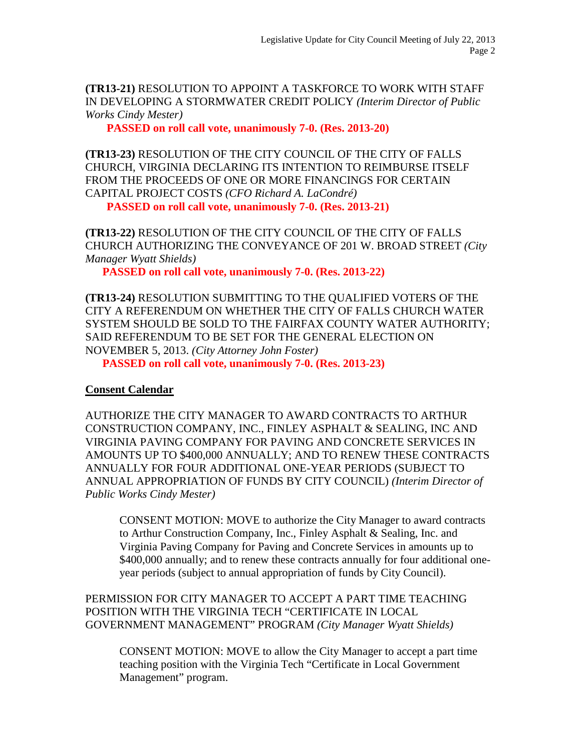**(TR13-21)** RESOLUTION TO APPOINT A TASKFORCE TO WORK WITH STAFF IN DEVELOPING A STORMWATER CREDIT POLICY *(Interim Director of Public Works Cindy Mester)*

**PASSED on roll call vote, unanimously 7-0. (Res. 2013-20)**

**(TR13-23)** RESOLUTION OF THE CITY COUNCIL OF THE CITY OF FALLS CHURCH, VIRGINIA DECLARING ITS INTENTION TO REIMBURSE ITSELF FROM THE PROCEEDS OF ONE OR MORE FINANCINGS FOR CERTAIN CAPITAL PROJECT COSTS *(CFO Richard A. LaCondré)*

**PASSED on roll call vote, unanimously 7-0. (Res. 2013-21)**

**(TR13-22)** RESOLUTION OF THE CITY COUNCIL OF THE CITY OF FALLS CHURCH AUTHORIZING THE CONVEYANCE OF 201 W. BROAD STREET *(City Manager Wyatt Shields)*

**PASSED on roll call vote, unanimously 7-0. (Res. 2013-22)**

**(TR13-24)** RESOLUTION SUBMITTING TO THE QUALIFIED VOTERS OF THE CITY A REFERENDUM ON WHETHER THE CITY OF FALLS CHURCH WATER SYSTEM SHOULD BE SOLD TO THE FAIRFAX COUNTY WATER AUTHORITY; SAID REFERENDUM TO BE SET FOR THE GENERAL ELECTION ON NOVEMBER 5, 2013. *(City Attorney John Foster)*

**PASSED on roll call vote, unanimously 7-0. (Res. 2013-23)**

## Consent Calendar

AUTHORIZE THE CITY MANAGER TO AWARD CONTRACTS TO ARTHUR CONSTRUCTION COMPANY, INC., FINLEY ASPHALT & SEALING, INC AND VIRGINIA PAVING COMPANY FOR PAVING AND CONCRETE SERVICES IN AMOUNTS UP TO $400,000 ANNUALLY; AND TO RENEW THESE CONTRACTS ANNUALLY FOR FOUR ADDITIONAL ONE-YEAR PERIODS (SUBJECT TO ANNUAL APPROPRIATION OF FUNDS BY CITY COUNCIL) *(Interim Director of Public Works Cindy Mester)*

> CONSENT MOTION: MOVE to authorize the City Manager to award contracts to Arthur Construction Company, Inc., Finley Asphalt & Sealing, Inc. and Virginia Paving Company for Paving and Concrete Services in amounts up to $400,000 annually; and to renew these contracts annually for four additional one-year periods (subject to annual appropriation of funds by City Council).

PERMISSION FOR CITY MANAGER TO ACCEPT A PART TIME TEACHING POSITION WITH THE VIRGINIA TECH "CERTIFICATE IN LOCAL GOVERNMENT MANAGEMENT" PROGRAM *(City Manager Wyatt Shields)*

> CONSENT MOTION: MOVE to allow the City Manager to accept a part time teaching position with the Virginia Tech "Certificate in Local Government Management" program.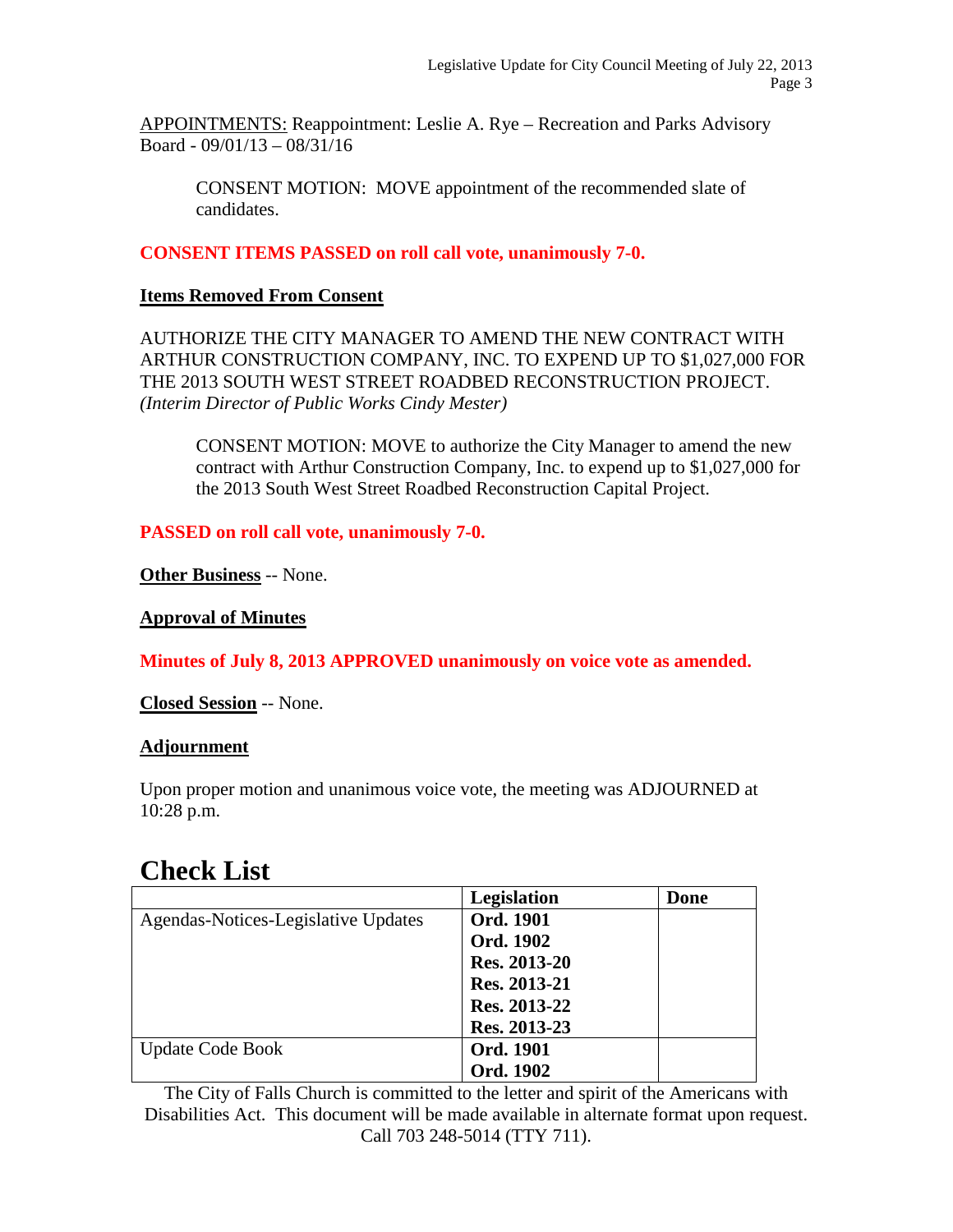APPOINTMENTS: Reappointment: Leslie A. Rye – Recreation and Parks Advisory Board - 09/01/13 – 08/31/16

> CONSENT MOTION: MOVE appointment of the recommended slate of candidates.

**CONSENT ITEMS PASSED on roll call vote, unanimously 7-0.**

**Items Removed From Consent**

AUTHORIZE THE CITY MANAGER TO AMEND THE NEW CONTRACT WITH ARTHUR CONSTRUCTION COMPANY, INC. TO EXPEND UP TO $1,027,000 FOR THE 2013 SOUTH WEST STREET ROADBED RECONSTRUCTION PROJECT. *(Interim Director of Public Works Cindy Mester)*

> CONSENT MOTION: MOVE to authorize the City Manager to amend the new contract with Arthur Construction Company, Inc. to expend up to $1,027,000 for the 2013 South West Street Roadbed Reconstruction Capital Project.

**PASSED on roll call vote, unanimously 7-0.**

**Other Business** -- None.

**Approval of Minutes**

**Minutes of July 8, 2013 APPROVED unanimously on voice vote as amended.**

**Closed Session** -- None.

**Adjournment**

Upon proper motion and unanimous voice vote, the meeting was ADJOURNED at 10:28 p.m.

# Check List

| | Legislation | Done |
|---|---|---|
| Agendas-Notices-Legislative Updates | **Ord. 1901** | |
| | **Ord. 1902** | |
| | **Res. 2013-20** | |
| | **Res. 2013-21** | |
| | **Res. 2013-22** | |
| | **Res. 2013-23** | |
| Update Code Book | **Ord. 1901** | |
| | **Ord. 1902** | |

The City of Falls Church is committed to the letter and spirit of the Americans with Disabilities Act. This document will be made available in alternate format upon request. Call 703 248-5014 (TTY 711).